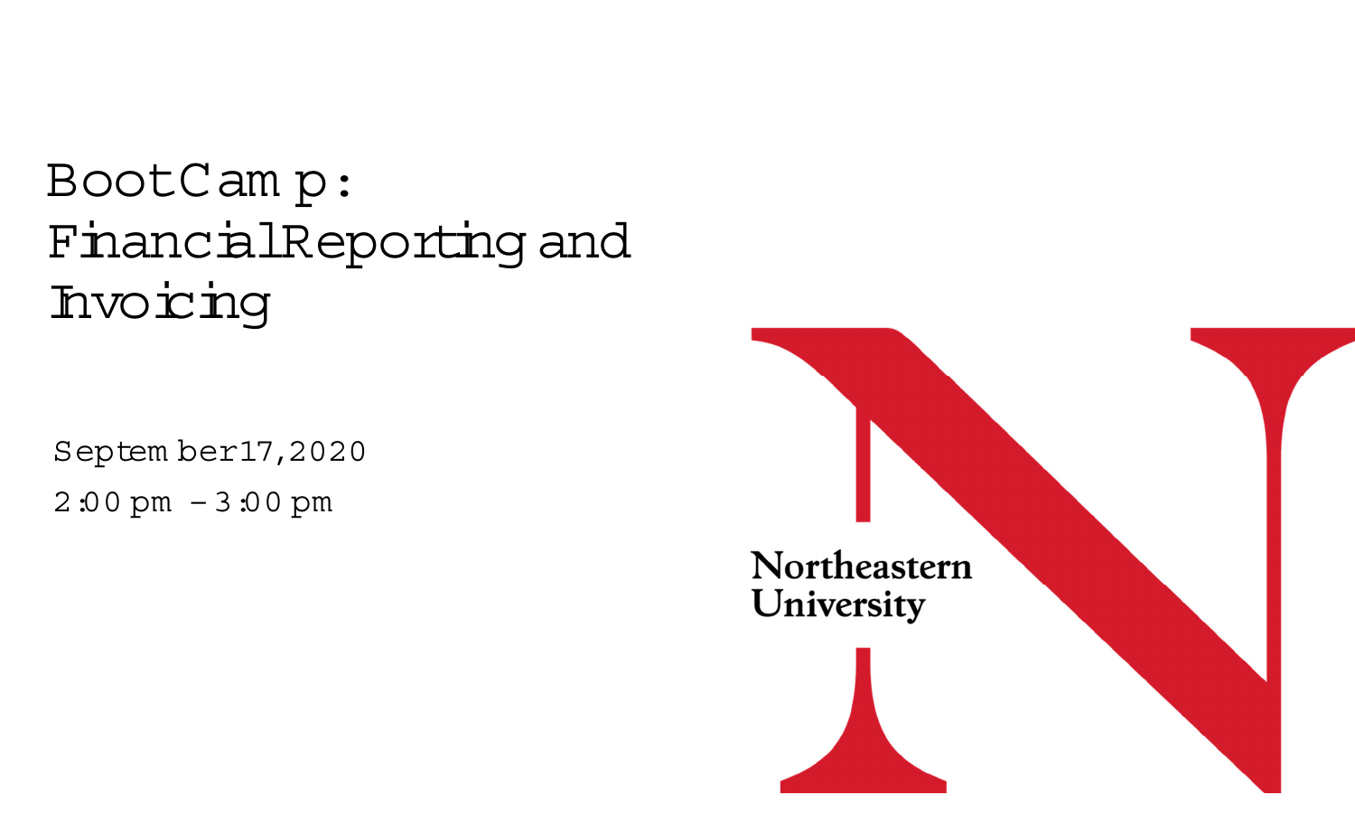# BootCamp: Financial Reporting and Invoicing

September 17, 2020

2:00 pm – 3:00 pm

Northeastern University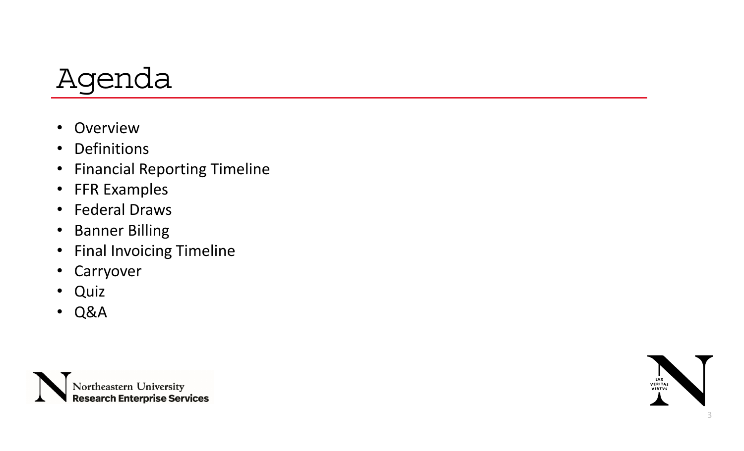# Agenda

- Overview
- Definitions
- Financial Reporting Timeline
- FFR Examples
- Federal Draws
- Banner Billing
- Final Invoicing Timeline
- Carryover
- Quiz
- Q&A

Northeastern University
**Research Enterprise Services**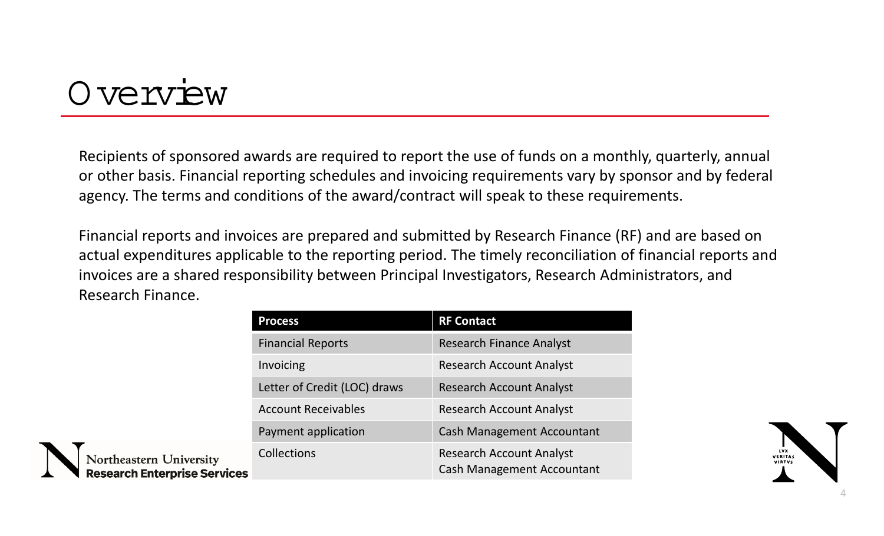# Overview

Recipients of sponsored awards are required to report the use of funds on a monthly, quarterly, annual or other basis. Financial reporting schedules and invoicing requirements vary by sponsor and by federal agency. The terms and conditions of the award/contract will speak to these requirements.

Financial reports and invoices are prepared and submitted by Research Finance (RF) and are based on actual expenditures applicable to the reporting period. The timely reconciliation of financial reports and invoices are a shared responsibility between Principal Investigators, Research Administrators, and Research Finance.

| Process | RF Contact |
| --- | --- |
| Financial Reports | Research Finance Analyst |
| Invoicing | Research Account Analyst |
| Letter of Credit (LOC) draws | Research Account Analyst |
| Account Receivables | Research Account Analyst |
| Payment application | Cash Management Accountant |
| Collections | Research Account Analyst<br>Cash Management Accountant |

Northeastern University
**Research Enterprise Services**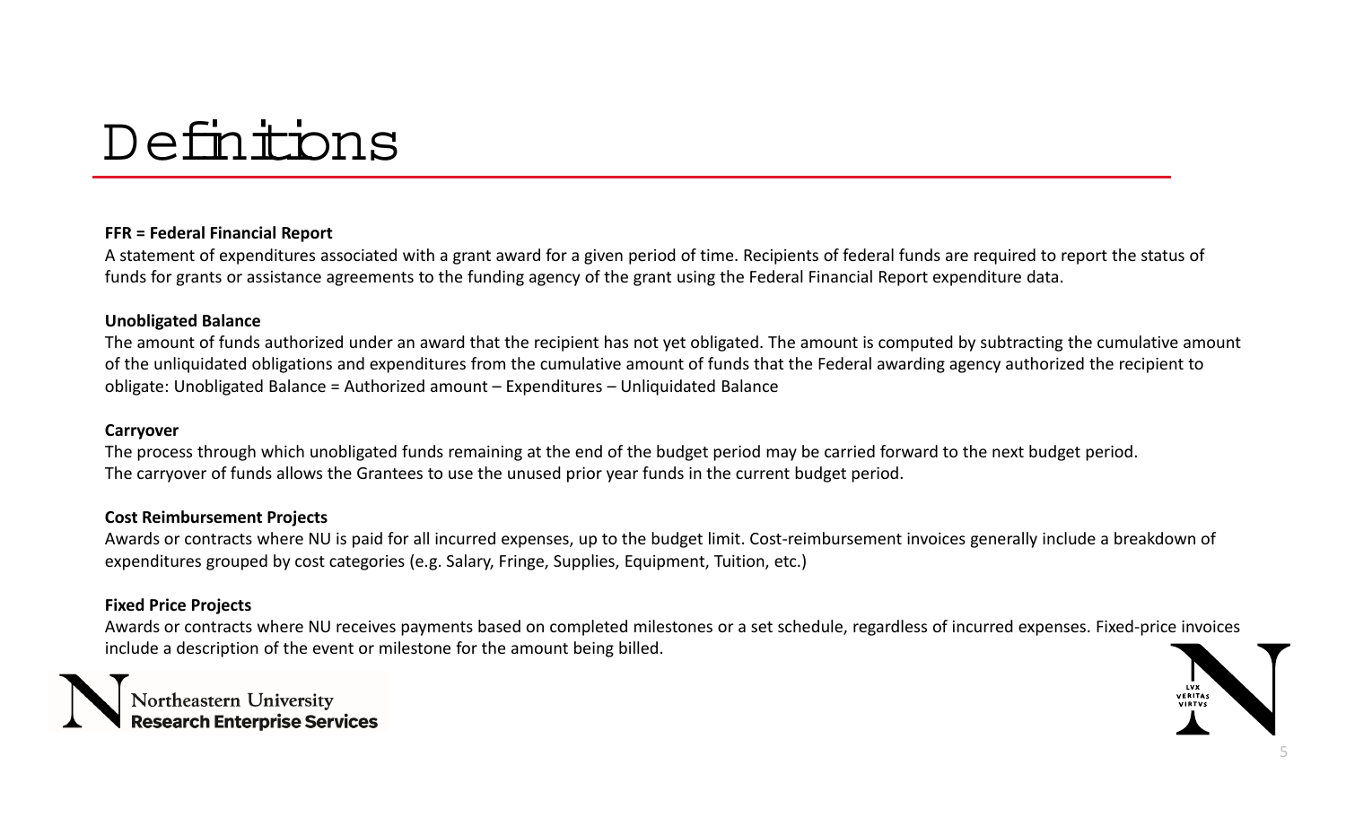# Definitions

**FFR = Federal Financial Report**

A statement of expenditures associated with a grant award for a given period of time. Recipients of federal funds are required to report the status of funds for grants or assistance agreements to the funding agency of the grant using the Federal Financial Report expenditure data.

**Unobligated Balance**

The amount of funds authorized under an award that the recipient has not yet obligated. The amount is computed by subtracting the cumulative amount of the unliquidated obligations and expenditures from the cumulative amount of funds that the Federal awarding agency authorized the recipient to obligate: Unobligated Balance = Authorized amount – Expenditures – Unliquidated Balance

**Carryover**

The process through which unobligated funds remaining at the end of the budget period may be carried forward to the next budget period.
The carryover of funds allows the Grantees to use the unused prior year funds in the current budget period.

**Cost Reimbursement Projects**

Awards or contracts where NU is paid for all incurred expenses, up to the budget limit. Cost-reimbursement invoices generally include a breakdown of expenditures grouped by cost categories (e.g. Salary, Fringe, Supplies, Equipment, Tuition, etc.)

**Fixed Price Projects**

Awards or contracts where NU receives payments based on completed milestones or a set schedule, regardless of incurred expenses. Fixed-price invoices include a description of the event or milestone for the amount being billed.

Northeastern University
**Research Enterprise Services**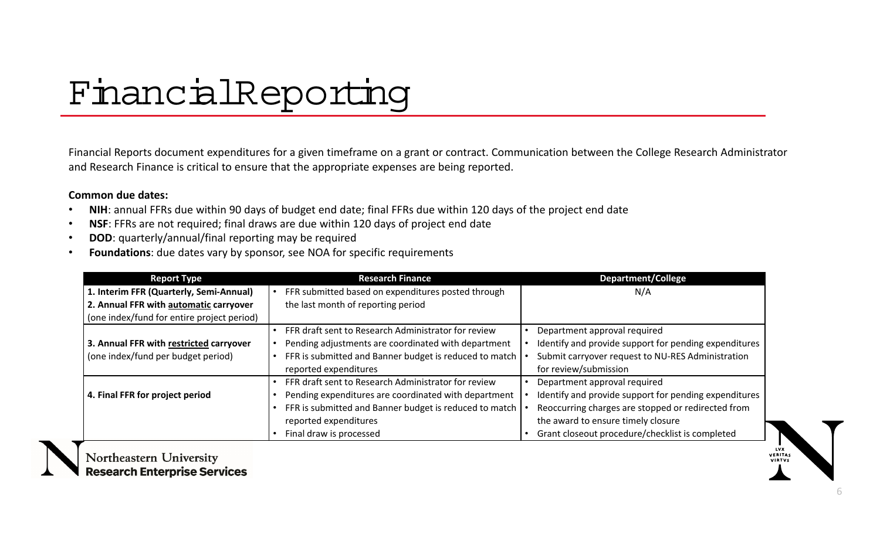# Financial Reporting

Financial Reports document expenditures for a given timeframe on a grant or contract. Communication between the College Research Administrator and Research Finance is critical to ensure that the appropriate expenses are being reported.

**Common due dates:**

- **NIH**: annual FFRs due within 90 days of budget end date; final FFRs due within 120 days of the project end date
- **NSF**: FFRs are not required; final draws are due within 120 days of project end date
- **DOD**: quarterly/annual/final reporting may be required
- **Foundations**: due dates vary by sponsor, see NOA for specific requirements

| Report Type | Research Finance | Department/College |
|---|---|---|
| **1. Interim FFR (Quarterly, Semi-Annual)** <br> **2. Annual FFR with automatic carryover** <br> (one index/fund for entire project period) | • FFR submitted based on expenditures posted through the last month of reporting period | N/A |
| **3. Annual FFR with restricted carryover** <br> (one index/fund per budget period) | • FFR draft sent to Research Administrator for review <br> • Pending adjustments are coordinated with department <br> • FFR is submitted and Banner budget is reduced to match reported expenditures | • Department approval required <br> • Identify and provide support for pending expenditures <br> • Submit carryover request to NU-RES Administration for review/submission |
| **4. Final FFR for project period** | • FFR draft sent to Research Administrator for review <br> • Pending expenditures are coordinated with department <br> • FFR is submitted and Banner budget is reduced to match reported expenditures <br> • Final draw is processed | • Department approval required <br> • Identify and provide support for pending expenditures <br> • Reoccurring charges are stopped or redirected from the award to ensure timely closure <br> • Grant closeout procedure/checklist is completed |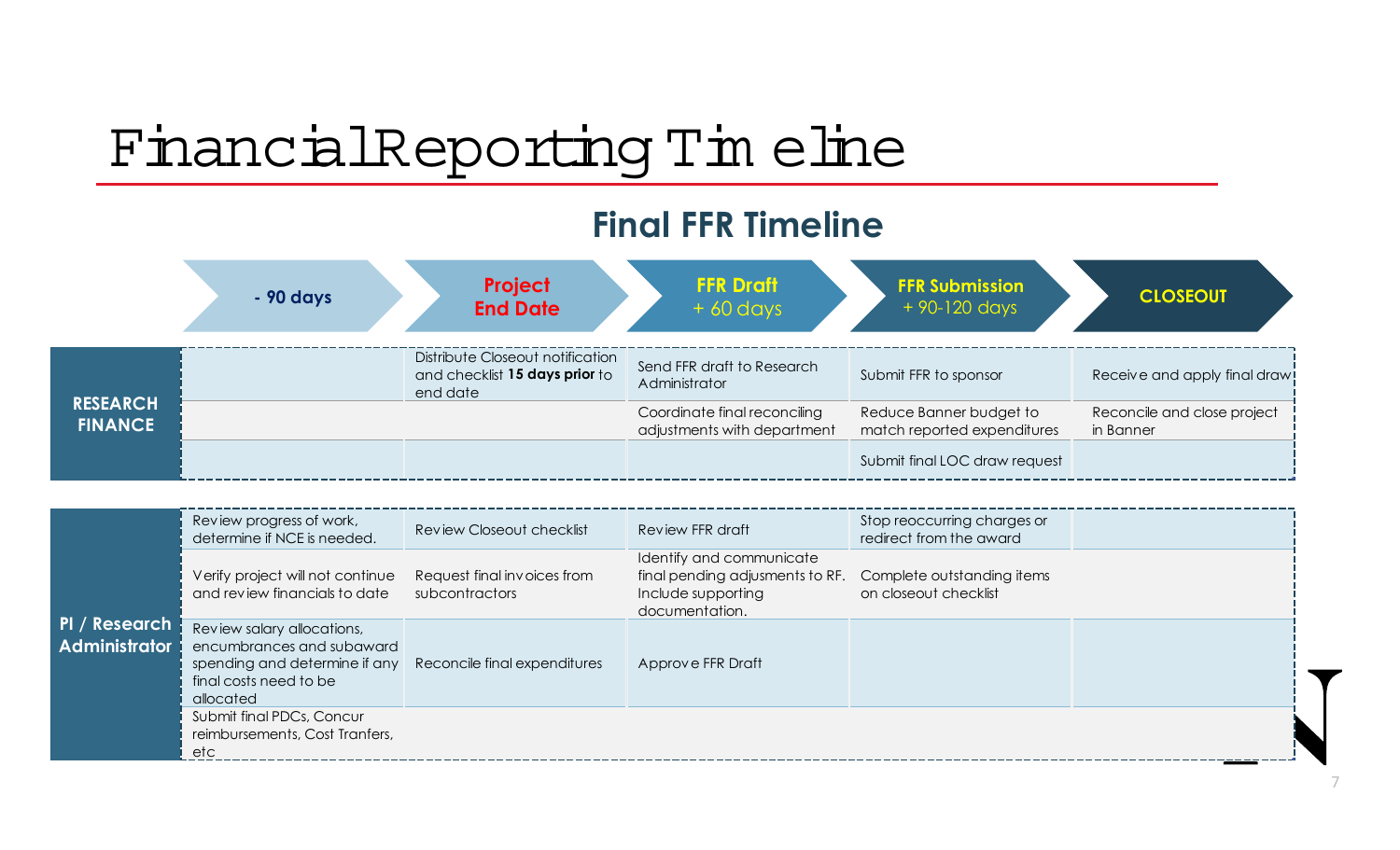# Financial Reporting Timeline

## Final FFR Timeline

| | - 90 days | Project End Date | FFR Draft + 60 days | FFR Submission + 90-120 days | CLOSEOUT |
|---|---|---|---|---|---|
| **RESEARCH FINANCE** | | Distribute Closeout notification and checklist **15 days prior** to end date | Send FFR draft to Research Administrator | Submit FFR to sponsor | Receive and apply final draw |
| | | | Coordinate final reconciling adjustments with department | Reduce Banner budget to match reported expenditures | Reconcile and close project in Banner |
| | | | | Submit final LOC draw request | |
| **PI / Research Administrator** | Review progress of work, determine if NCE is needed. | Review Closeout checklist | Review FFR draft | Stop reoccurring charges or redirect from the award | |
| | Verify project will not continue and review financials to date | Request final invoices from subcontractors | Identify and communicate final pending adjusments to RF. Include supporting documentation. | Complete outstanding items on closeout checklist | |
| | Review salary allocations, encumbrances and subaward spending and determine if any final costs need to be allocated | Reconcile final expenditures | Approve FFR Draft | | |
| | Submit final PDCs, Concur reimbursements, Cost Tranfers, etc | | | | |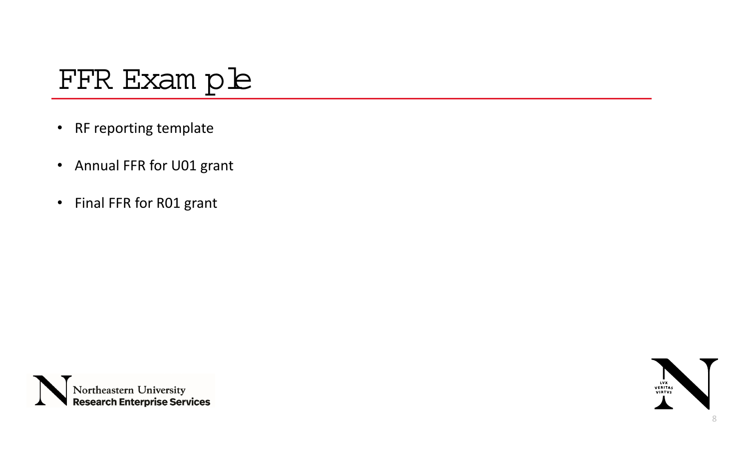# FFR Example

- RF reporting template
- Annual FFR for U01 grant
- Final FFR for R01 grant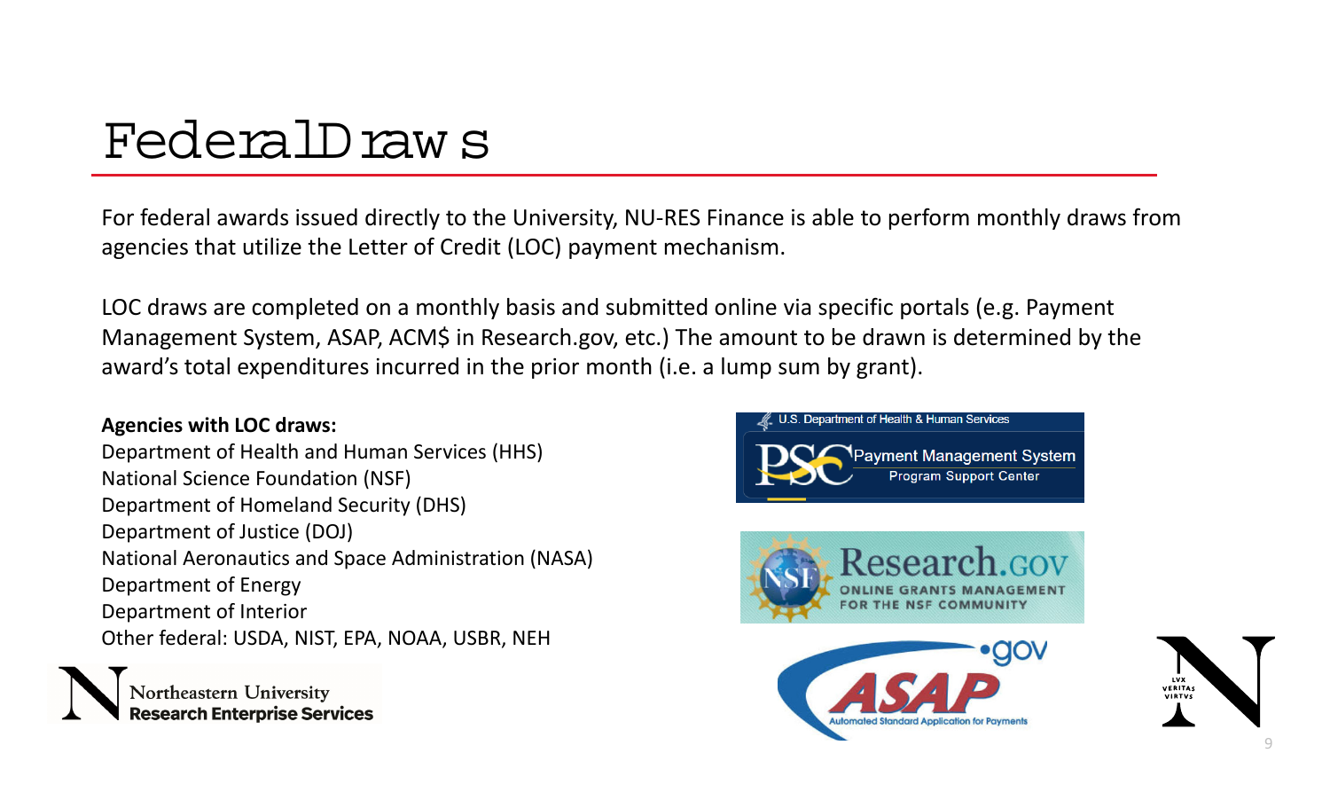# Federal Draws

For federal awards issued directly to the University, NU-RES Finance is able to perform monthly draws from agencies that utilize the Letter of Credit (LOC) payment mechanism.

LOC draws are completed on a monthly basis and submitted online via specific portals (e.g. Payment Management System, ASAP, ACM$ in Research.gov, etc.) The amount to be drawn is determined by the award's total expenditures incurred in the prior month (i.e. a lump sum by grant).

**Agencies with LOC draws:**

Department of Health and Human Services (HHS)
National Science Foundation (NSF)
Department of Homeland Security (DHS)
Department of Justice (DOJ)
National Aeronautics and Space Administration (NASA)
Department of Energy
Department of Interior
Other federal: USDA, NIST, EPA, NOAA, USBR, NEH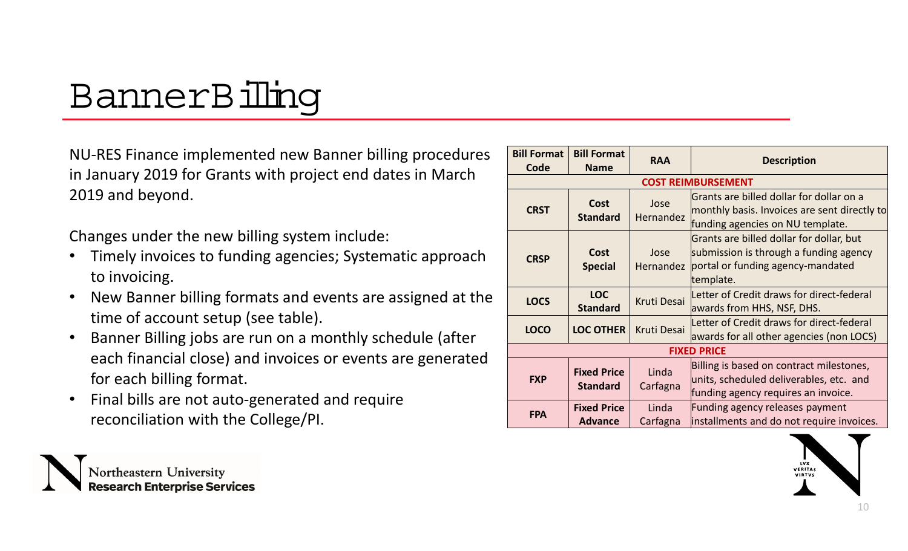# Banner Billing

NU-RES Finance implemented new Banner billing procedures in January 2019 for Grants with project end dates in March 2019 and beyond.

Changes under the new billing system include:

- Timely invoices to funding agencies; Systematic approach to invoicing.
- New Banner billing formats and events are assigned at the time of account setup (see table).
- Banner Billing jobs are run on a monthly schedule (after each financial close) and invoices or events are generated for each billing format.
- Final bills are not auto-generated and require reconciliation with the College/PI.

| Bill Format Code | Bill Format Name | RAA | Description |
|---|---|---|---|
| **COST REIMBURSEMENT** | | | |
| **CRST** | **Cost Standard** | Jose Hernandez | Grants are billed dollar for dollar on a monthly basis. Invoices are sent directly to funding agencies on NU template. |
| **CRSP** | **Cost Special** | Jose Hernandez | Grants are billed dollar for dollar, but submission is through a funding agency portal or funding agency-mandated template. |
| **LOCS** | **LOC Standard** | Kruti Desai | Letter of Credit draws for direct-federal awards from HHS, NSF, DHS. |
| **LOCO** | **LOC OTHER** | Kruti Desai | Letter of Credit draws for direct-federal awards for all other agencies (non LOCS) |
| **FIXED PRICE** | | | |
| **FXP** | **Fixed Price Standard** | Linda Carfagna | Billing is based on contract milestones, units, scheduled deliverables, etc. and funding agency requires an invoice. |
| **FPA** | **Fixed Price Advance** | Linda Carfagna | Funding agency releases payment installments and do not require invoices. |

Northeastern University
**Research Enterprise Services**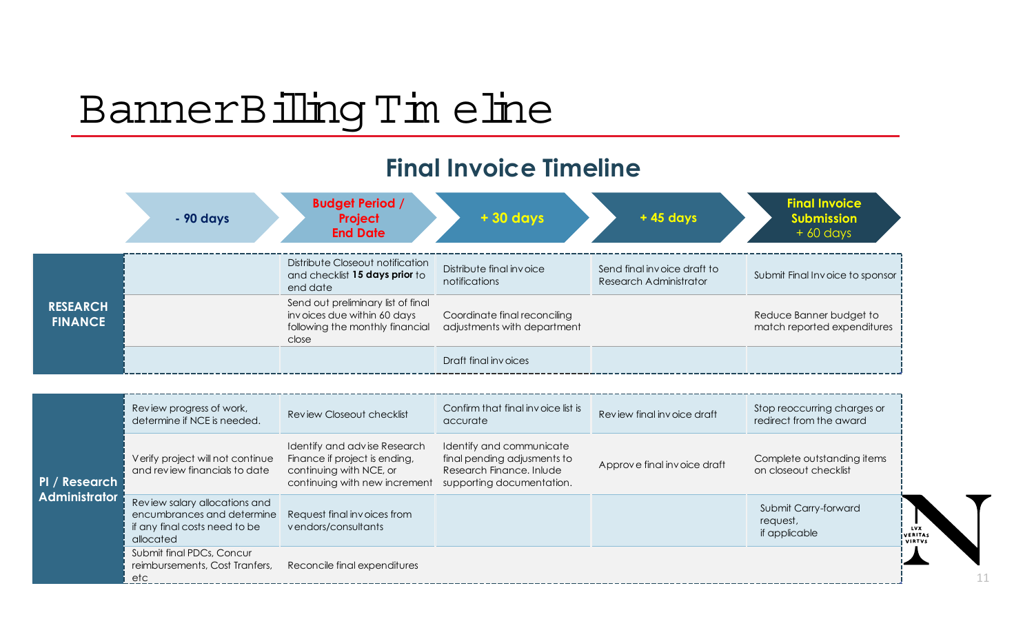# Banner Billing Timeline

## Final Invoice Timeline

| | - 90 days | Budget Period / Project End Date | + 30 days | + 45 days | Final Invoice Submission + 60 days |
|---|---|---|---|---|---|
| **RESEARCH FINANCE** | | Distribute Closeout notification and checklist **15 days prior** to end date | Distribute final invoice notifications | Send final invoice draft to Research Administrator | Submit Final Invoice to sponsor |
| | | Send out preliminary list of final invoices due within 60 days following the monthly financial close | Coordinate final reconciling adjustments with department | | Reduce Banner budget to match reported expenditures |
| | | | Draft final invoices | | |
| **PI / Research Administrator** | Review progress of work, determine if NCE is needed. | Review Closeout checklist | Confirm that final invoice list is accurate | Review final invoice draft | Stop reoccurring charges or redirect from the award |
| | Verify project will not continue and review financials to date | Identify and advise Research Finance if project is ending, continuing with NCE, or continuing with new increment | Identify and communicate final pending adjusments to Research Finance. Inlude supporting documentation. | Approve final invoice draft | Complete outstanding items on closeout checklist |
| | Review salary allocations and encumbrances and determine if any final costs need to be allocated | Request final invoices from vendors/consultants | | | Submit Carry-forward request, if applicable |
| | Submit final PDCs, Concur reimbursements, Cost Tranfers, etc | Reconcile final expenditures | | | |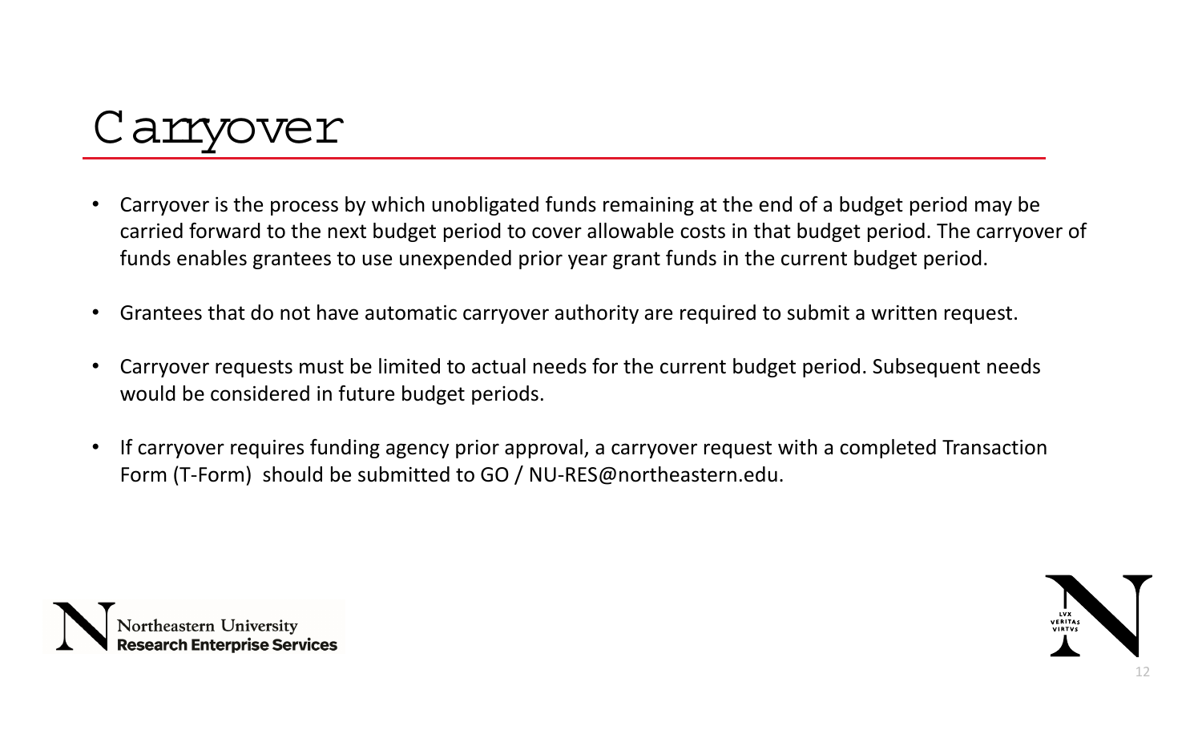# Carryover

- Carryover is the process by which unobligated funds remaining at the end of a budget period may be carried forward to the next budget period to cover allowable costs in that budget period. The carryover of funds enables grantees to use unexpended prior year grant funds in the current budget period.
- Grantees that do not have automatic carryover authority are required to submit a written request.
- Carryover requests must be limited to actual needs for the current budget period. Subsequent needs would be considered in future budget periods.
- If carryover requires funding agency prior approval, a carryover request with a completed Transaction Form (T-Form) should be submitted to GO / NU-RES@northeastern.edu.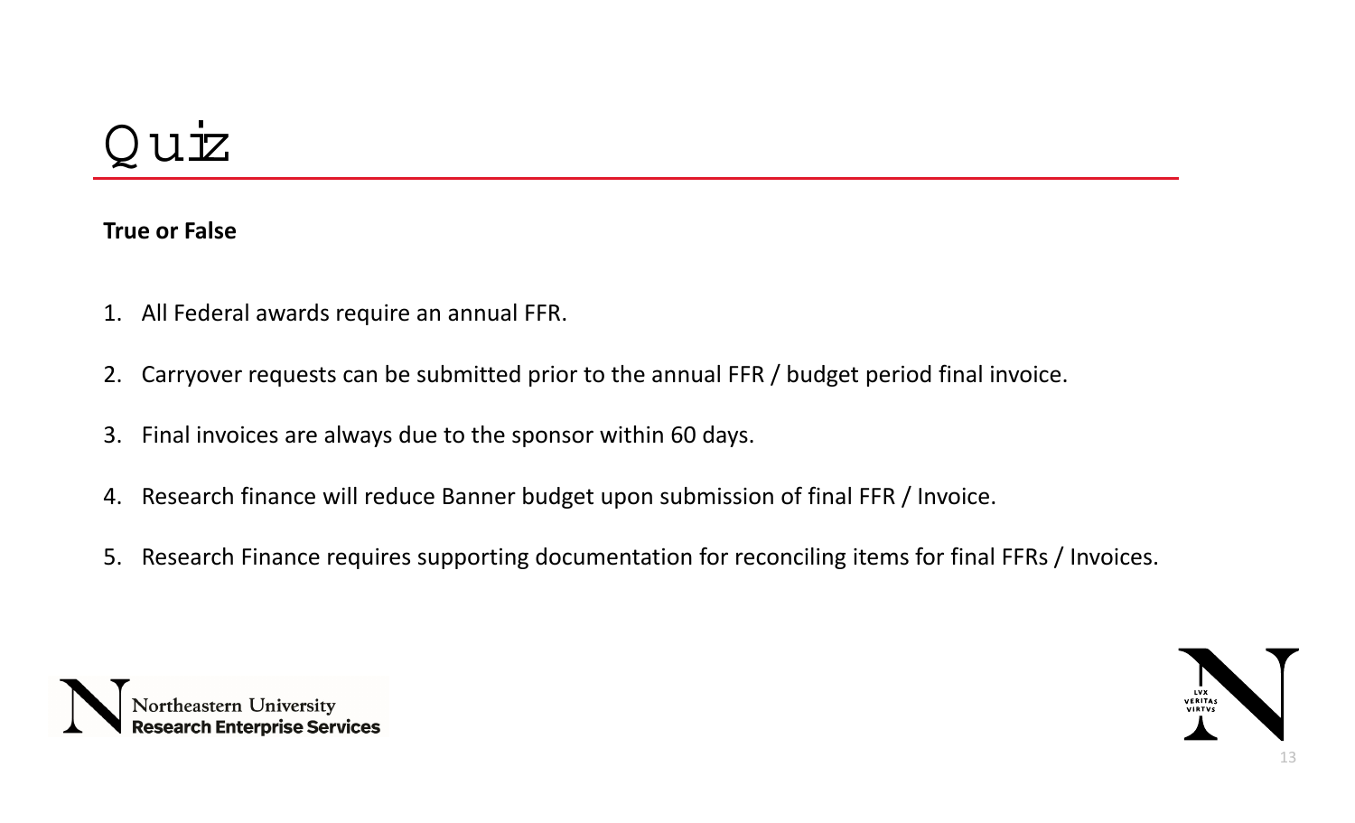# Quiz

**True or False**

1. All Federal awards require an annual FFR.
2. Carryover requests can be submitted prior to the annual FFR / budget period final invoice.
3. Final invoices are always due to the sponsor within 60 days.
4. Research finance will reduce Banner budget upon submission of final FFR / Invoice.
5. Research Finance requires supporting documentation for reconciling items for final FFRs / Invoices.

Northeastern University
**Research Enterprise Services**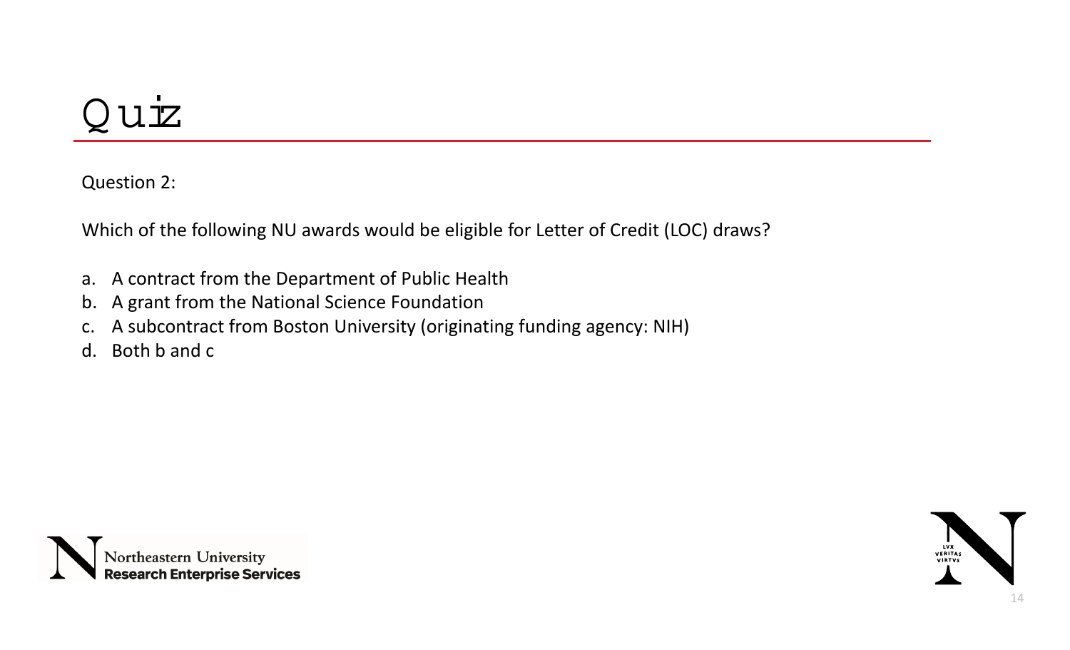# Quiz

Question 2:

Which of the following NU awards would be eligible for Letter of Credit (LOC) draws?

a. A contract from the Department of Public Health
b. A grant from the National Science Foundation
c. A subcontract from Boston University (originating funding agency: NIH)
d. Both b and c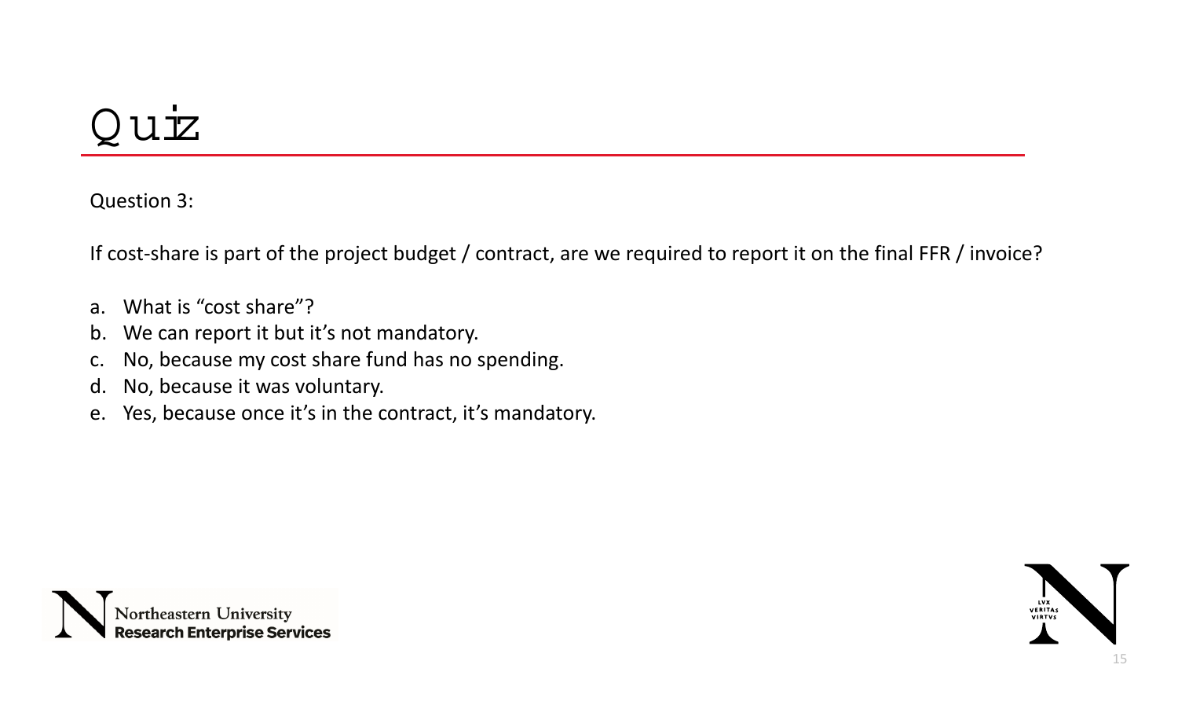# Quiz

Question 3:

If cost-share is part of the project budget / contract, are we required to report it on the final FFR / invoice?

a. What is "cost share"?
b. We can report it but it's not mandatory.
c. No, because my cost share fund has no spending.
d. No, because it was voluntary.
e. Yes, because once it's in the contract, it's mandatory.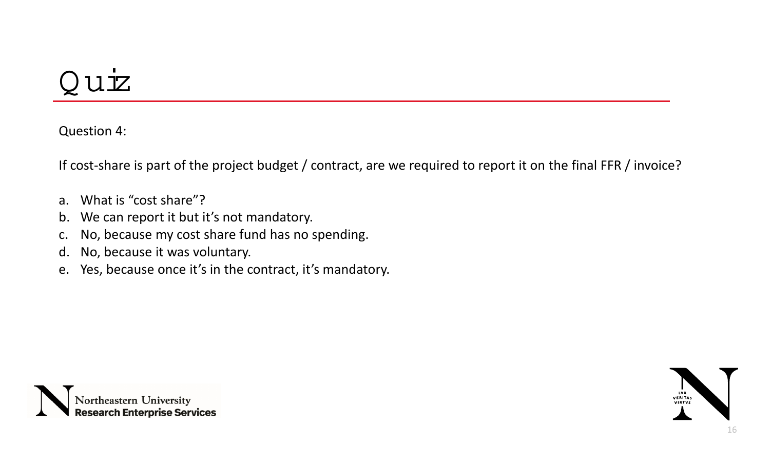# Quiz

Question 4:

If cost-share is part of the project budget / contract, are we required to report it on the final FFR / invoice?

a. What is “cost share”?
b. We can report it but it’s not mandatory.
c. No, because my cost share fund has no spending.
d. No, because it was voluntary.
e. Yes, because once it’s in the contract, it’s mandatory.

Northeastern University
Research Enterprise Services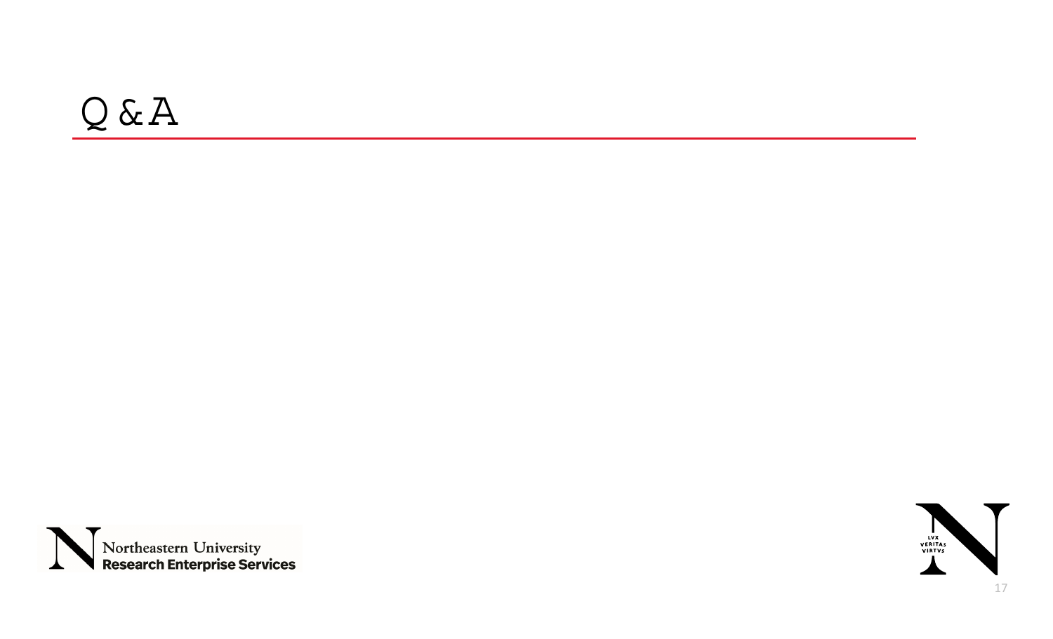# Q & A